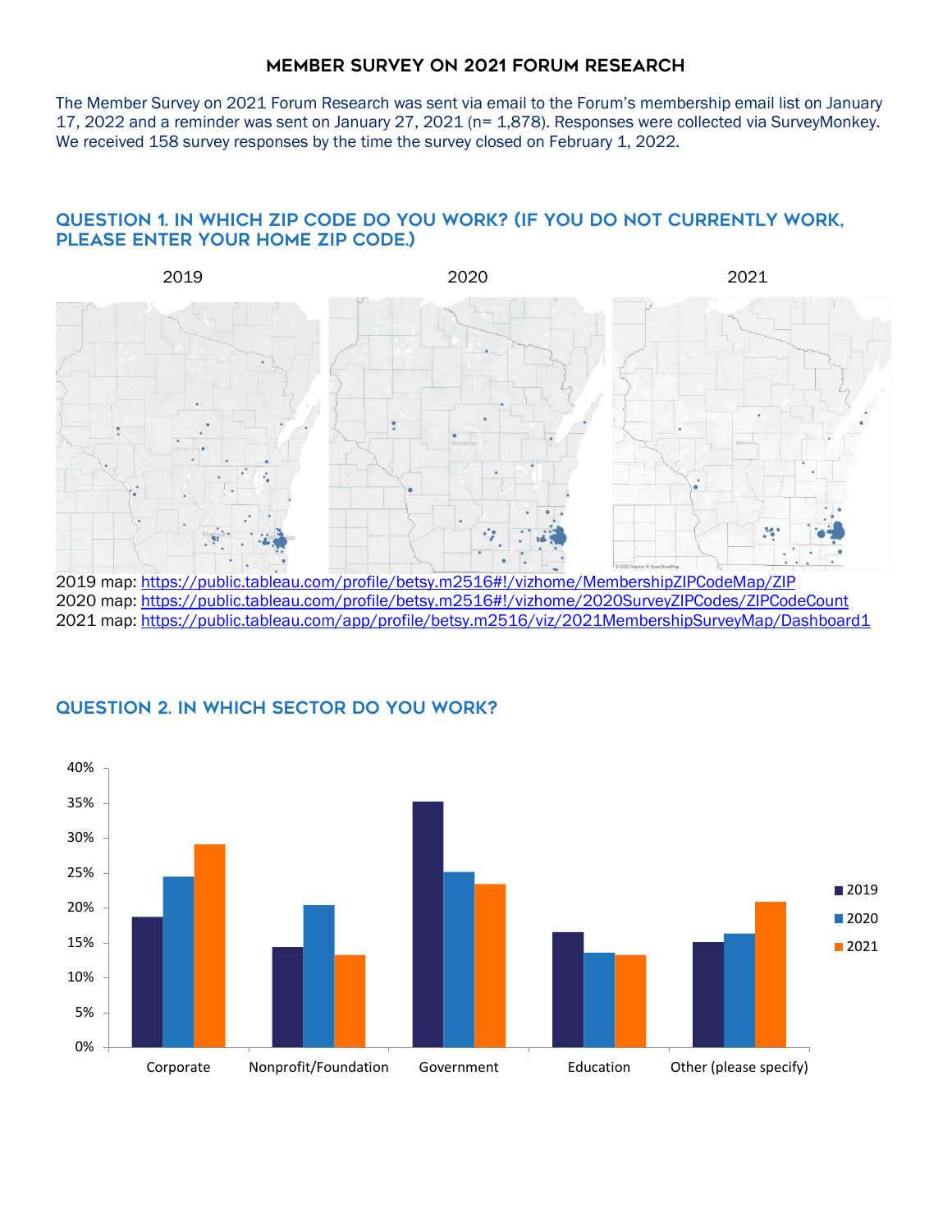# MEMBER SURVEY ON 2021 FORUM RESEARCH

The Member Survey on 2021 Forum Research was sent via email to the Forum's membership email list on January 17, 2022 and a reminder was sent on January 27, 2021 (n= 1,878). Responses were collected via SurveyMonkey. We received 158 survey responses by the time the survey closed on February 1, 2022.

## QUESTION 1. IN WHICH ZIP CODE DO YOU WORK? (IF YOU DO NOT CURRENTLY WORK, PLEASE ENTER YOUR HOME ZIP CODE.)

2019 map: https://public.tableau.com/profile/betsy.m2516#!/vizhome/MembershipZIPCodeMap/ZIP
2020 map: https://public.tableau.com/profile/betsy.m2516#!/vizhome/2020SurveyZIPCodes/ZIPCodeCount
2021 map: https://public.tableau.com/app/profile/betsy.m2516/viz/2021MembershipSurveyMap/Dashboard1

## QUESTION 2. IN WHICH SECTOR DO YOU WORK?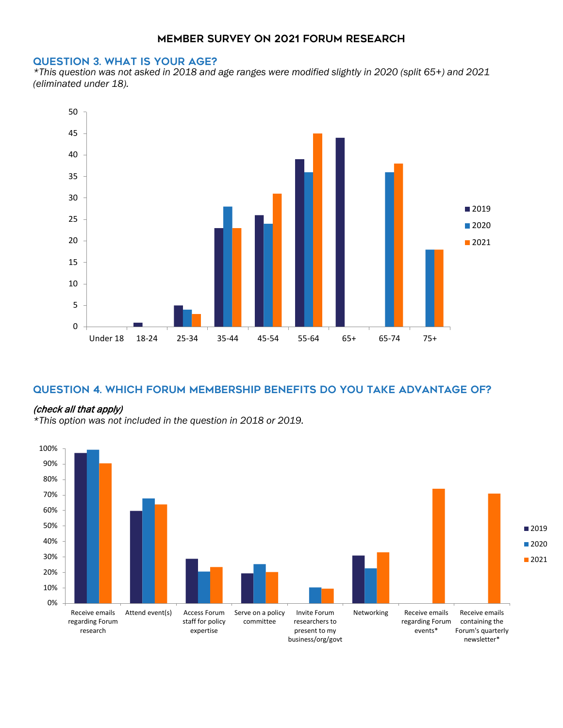## MEMBER SURVEY ON 2021 FORUM RESEARCH

### QUESTION 3. WHAT IS YOUR AGE?

*\*This question was not asked in 2018 and age ranges were modified slightly in 2020 (split 65+) and 2021 (eliminated under 18).*

| Age | 2019 | 2020 | 2021 |
|---|---|---|---|
| Under 18 | | | |
| 18-24 | 1 | | |
| 25-34 | 5 | 4 | 3 |
| 35-44 | 23 | 28 | 23 |
| 45-54 | 26 | 24 | 31 |
| 55-64 | 39 | 36 | 45 |
| 65+ | 44 | | |
| 65-74 | | 36 | 38 |
| 75+ | | 18 | 18 |

### QUESTION 4. WHICH FORUM MEMBERSHIP BENEFITS DO YOU TAKE ADVANTAGE OF?

*(check all that apply)*

*\*This option was not included in the question in 2018 or 2019.*

| Benefit | 2019 | 2020 | 2021 |
|---|---|---|---|
| Receive emails regarding Forum research | 97% | 99% | 90% |
| Attend event(s) | 60% | 68% | 64% |
| Access Forum staff for policy expertise | 29% | 21% | 23% |
| Serve on a policy committee | 19% | 25% | 20% |
| Invite Forum researchers to present to my business/org/govt | | 10% | 9% |
| Networking | 31% | 23% | 33% |
| Receive emails regarding Forum events* | | | 74% |
| Receive emails containing the Forum's quarterly newsletter* | | | 71% |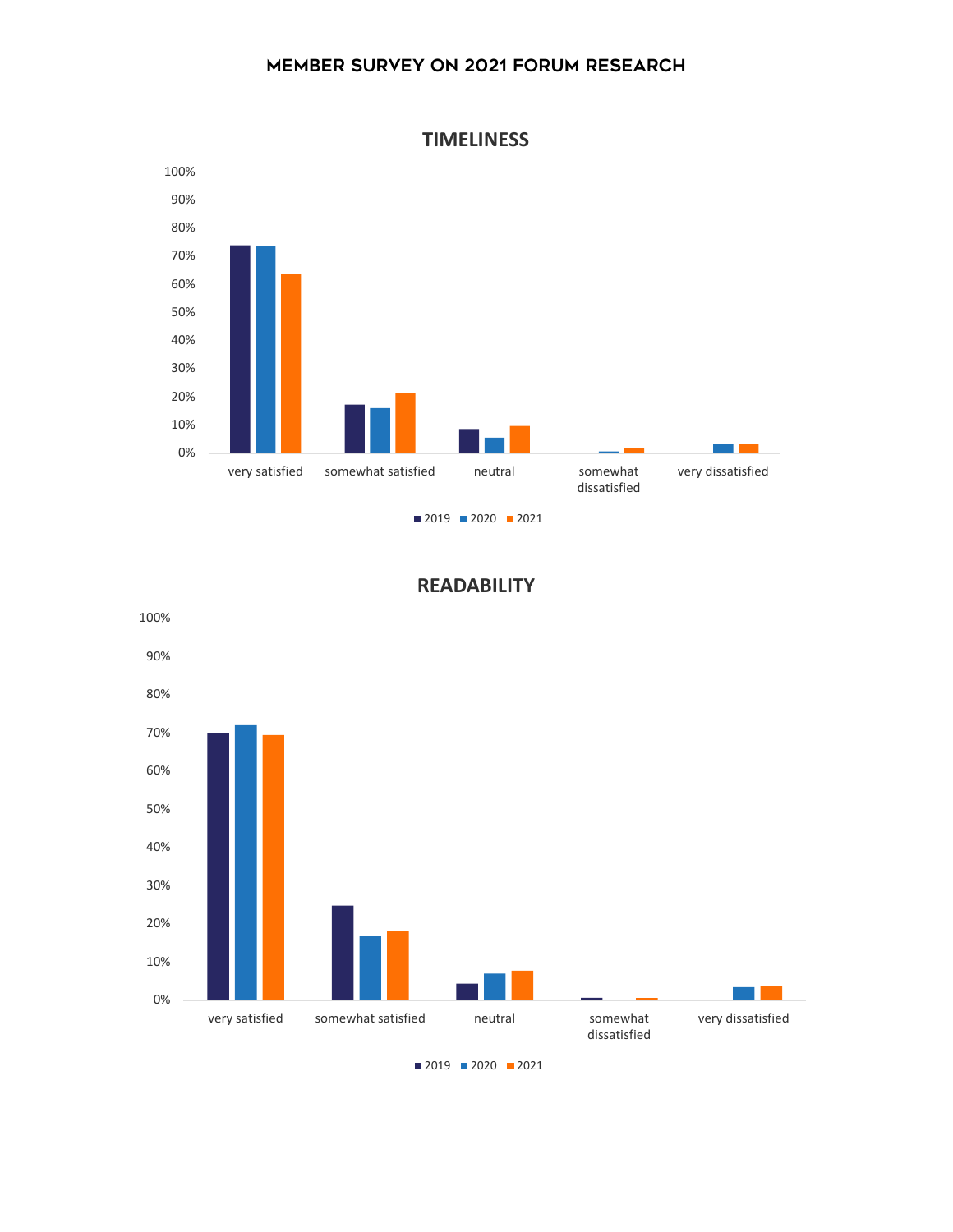# MEMBER SURVEY ON 2021 FORUM RESEARCH

## TIMELINESS

100%
90%
80%
70%
60%
50%
40%
30%
20%
10%
0%

very satisfied | somewhat satisfied | neutral | somewhat dissatisfied | very dissatisfied

2019 2020 2021

## READABILITY

100%
90%
80%
70%
60%
50%
40%
30%
20%
10%
0%

very satisfied | somewhat satisfied | neutral | somewhat dissatisfied | very dissatisfied

2019 2020 2021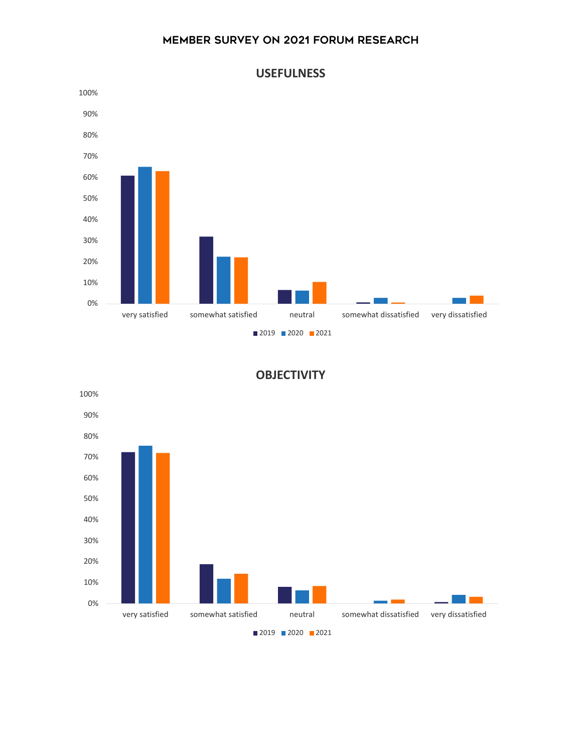# MEMBER SURVEY ON 2021 FORUM RESEARCH

## USEFULNESS

## OBJECTIVITY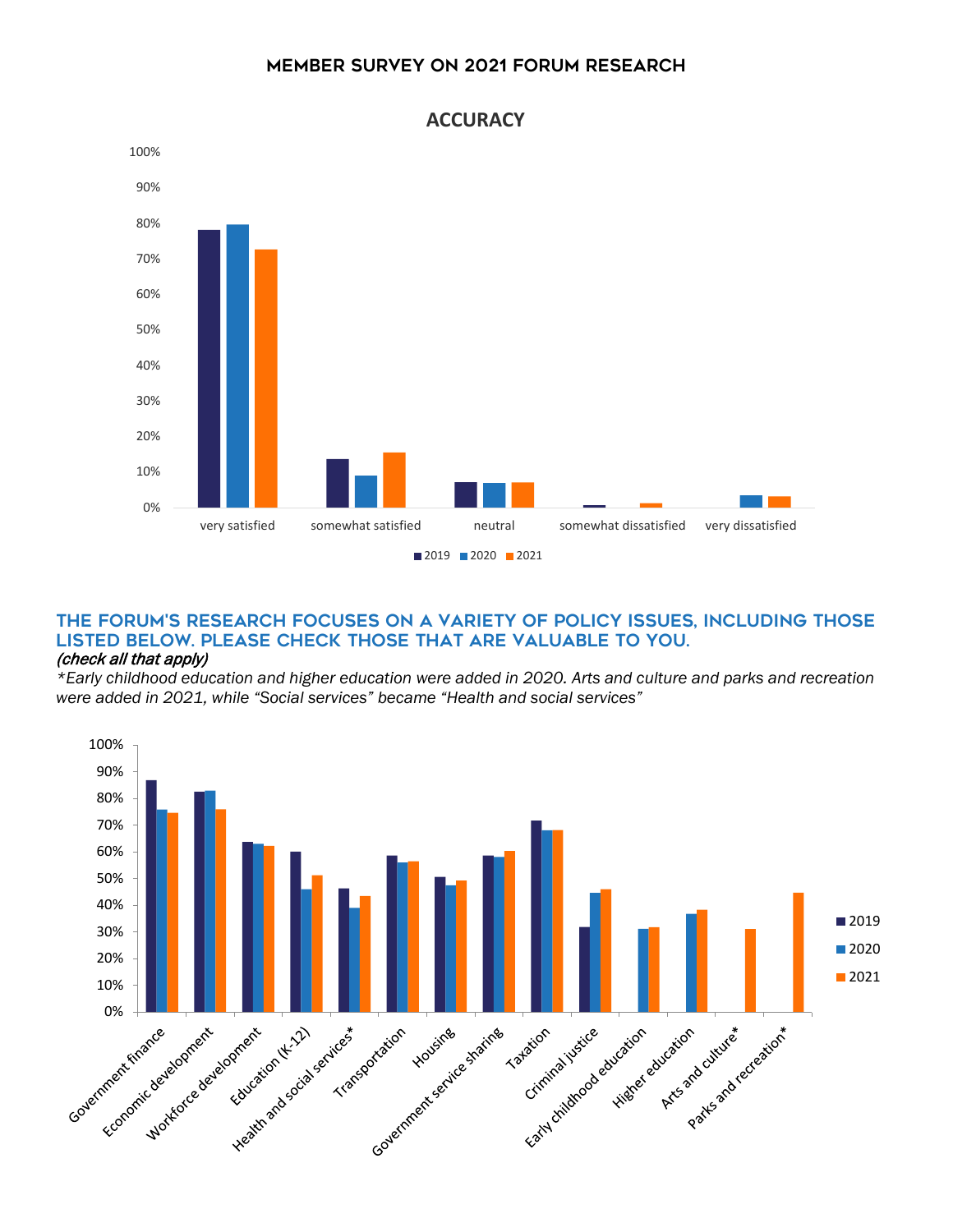# MEMBER SURVEY ON 2021 FORUM RESEARCH

## ACCURACY

| | 2019 | 2020 | 2021 |
|---|---|---|---|
| very satisfied | 78% | 80% | 73% |
| somewhat satisfied | 14% | 9% | 16% |
| neutral | 7% | 7% | 7% |
| somewhat dissatisfied | 1% | 0% | 1% |
| very dissatisfied | 0% | 4% | 3% |

## THE FORUM'S RESEARCH FOCUSES ON A VARIETY OF POLICY ISSUES, INCLUDING THOSE LISTED BELOW. PLEASE CHECK THOSE THAT ARE VALUABLE TO YOU.

*(check all that apply)*

*\*Early childhood education and higher education were added in 2020. Arts and culture and parks and recreation were added in 2021, while "Social services" became "Health and social services"*

| | 2019 | 2020 | 2021 |
|---|---|---|---|
| Government finance | 87% | 76% | 75% |
| Economic development | 83% | 83% | 76% |
| Workforce development | 64% | 63% | 62% |
| Education (K-12) | 60% | 46% | 51% |
| Health and social services* | 46% | 39% | 43% |
| Transportation | 59% | 56% | 56% |
| Housing | 51% | 47% | 49% |
| Government service sharing | 59% | 58% | 60% |
| Taxation | 72% | 68% | 68% |
| Criminal justice | 32% | 45% | 46% |
| Early childhood education | | 31% | 32% |
| Higher education | | 37% | 38% |
| Arts and culture* | | | 31% |
| Parks and recreation* | | | 45% |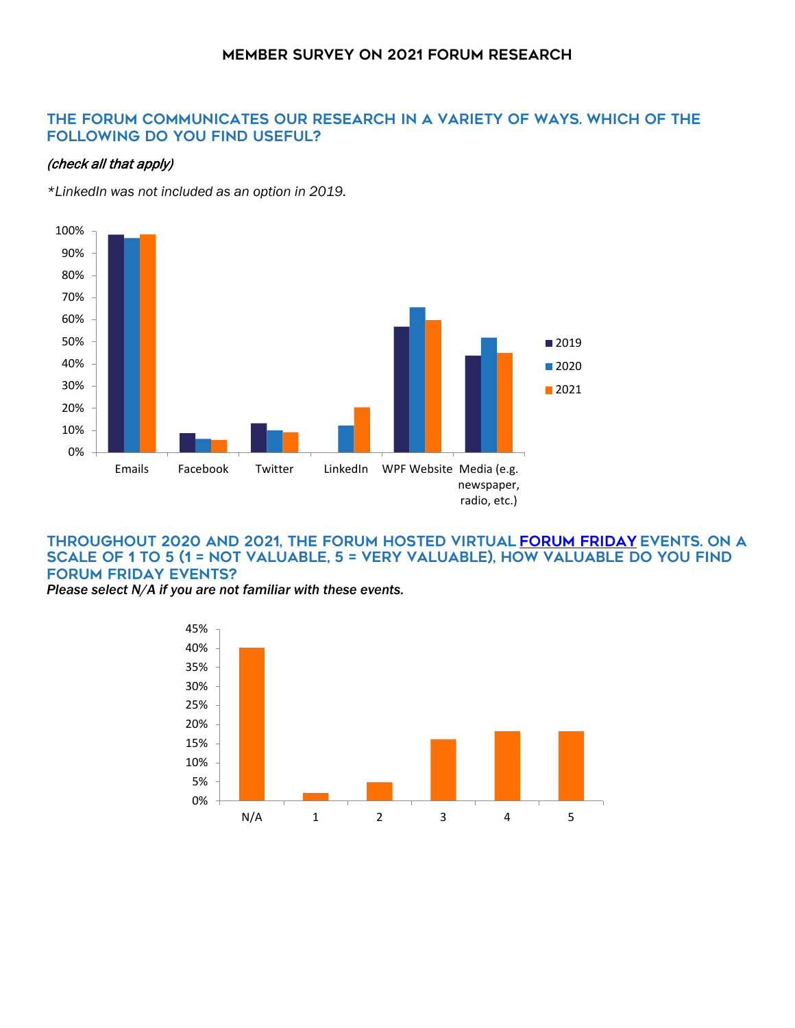# MEMBER SURVEY ON 2021 FORUM RESEARCH

## THE FORUM COMMUNICATES OUR RESEARCH IN A VARIETY OF WAYS. WHICH OF THE FOLLOWING DO YOU FIND USEFUL?

*(check all that apply)*

*\*LinkedIn was not included as an option in 2019.*

| | 2019 | 2020 | 2021 |
|---|---|---|---|
| Emails | 98% | 97% | 98% |
| Facebook | 9% | 6% | 6% |
| Twitter | 13% | 10% | 9% |
| LinkedIn | | 12% | 20% |
| WPF Website | 57% | 66% | 60% |
| Media (e.g. newspaper, radio, etc.) | 44% | 52% | 45% |

## THROUGHOUT 2020 AND 2021, THE FORUM HOSTED VIRTUAL FORUM FRIDAY EVENTS. ON A SCALE OF 1 TO 5 (1 = NOT VALUABLE, 5 = VERY VALUABLE), HOW VALUABLE DO YOU FIND FORUM FRIDAY EVENTS?

***Please select N/A if you are not familiar with these events.***

| Rating | Percent |
|---|---|
| N/A | 40% |
| 1 | 2% |
| 2 | 5% |
| 3 | 16% |
| 4 | 18% |
| 5 | 18% |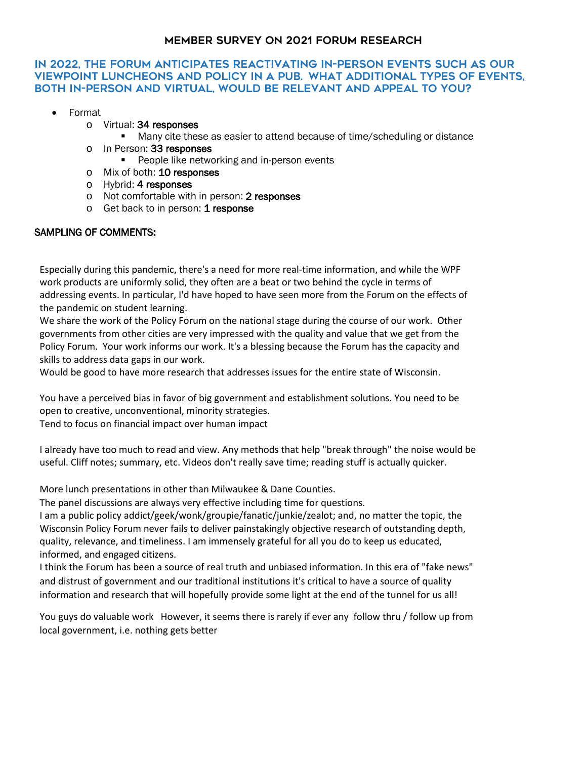## MEMBER SURVEY ON 2021 FORUM RESEARCH

### IN 2022, THE FORUM ANTICIPATES REACTIVATING IN-PERSON EVENTS SUCH AS OUR VIEWPOINT LUNCHEONS AND POLICY IN A PUB. WHAT ADDITIONAL TYPES OF EVENTS, BOTH IN-PERSON AND VIRTUAL, WOULD BE RELEVANT AND APPEAL TO YOU?

- Format
  - Virtual: **34 responses**
    - Many cite these as easier to attend because of time/scheduling or distance
  - In Person: **33 responses**
    - People like networking and in-person events
  - Mix of both: **10 responses**
  - Hybrid: **4 responses**
  - Not comfortable with in person: **2 responses**
  - Get back to in person: **1 response**

**SAMPLING OF COMMENTS:**

Especially during this pandemic, there's a need for more real-time information, and while the WPF work products are uniformly solid, they often are a beat or two behind the cycle in terms of addressing events. In particular, I'd have hoped to have seen more from the Forum on the effects of the pandemic on student learning.

We share the work of the Policy Forum on the national stage during the course of our work. Other governments from other cities are very impressed with the quality and value that we get from the Policy Forum. Your work informs our work. It's a blessing because the Forum has the capacity and skills to address data gaps in our work.

Would be good to have more research that addresses issues for the entire state of Wisconsin.

You have a perceived bias in favor of big government and establishment solutions. You need to be open to creative, unconventional, minority strategies.

Tend to focus on financial impact over human impact

I already have too much to read and view. Any methods that help "break through" the noise would be useful. Cliff notes; summary, etc. Videos don't really save time; reading stuff is actually quicker.

More lunch presentations in other than Milwaukee & Dane Counties.

The panel discussions are always very effective including time for questions.

I am a public policy addict/geek/wonk/groupie/fanatic/junkie/zealot; and, no matter the topic, the Wisconsin Policy Forum never fails to deliver painstakingly objective research of outstanding depth, quality, relevance, and timeliness. I am immensely grateful for all you do to keep us educated, informed, and engaged citizens.

I think the Forum has been a source of real truth and unbiased information. In this era of "fake news" and distrust of government and our traditional institutions it's critical to have a source of quality information and research that will hopefully provide some light at the end of the tunnel for us all!

You guys do valuable work However, it seems there is rarely if ever any follow thru / follow up from local government, i.e. nothing gets better